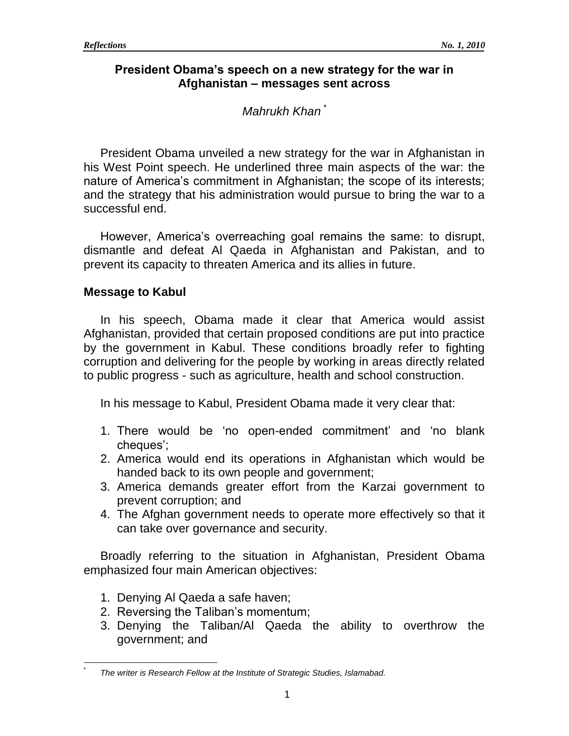# President Obama's speech on a new strategy for the war in Afghanistan – messages sent across

*Mahrukh Khan* [*]

President Obama unveiled a new strategy for the war in Afghanistan in his West Point speech. He underlined three main aspects of the war: the nature of America's commitment in Afghanistan; the scope of its interests; and the strategy that his administration would pursue to bring the war to a successful end.

However, America's overreaching goal remains the same: to disrupt, dismantle and defeat Al Qaeda in Afghanistan and Pakistan, and to prevent its capacity to threaten America and its allies in future.

## Message to Kabul

In his speech, Obama made it clear that America would assist Afghanistan, provided that certain proposed conditions are put into practice by the government in Kabul. These conditions broadly refer to fighting corruption and delivering for the people by working in areas directly related to public progress - such as agriculture, health and school construction.

In his message to Kabul, President Obama made it very clear that:

1. There would be 'no open-ended commitment' and 'no blank cheques';
2. America would end its operations in Afghanistan which would be handed back to its own people and government;
3. America demands greater effort from the Karzai government to prevent corruption; and
4. The Afghan government needs to operate more effectively so that it can take over governance and security.

Broadly referring to the situation in Afghanistan, President Obama emphasized four main American objectives:

1. Denying Al Qaeda a safe haven;
2. Reversing the Taliban's momentum;
3. Denying the Taliban/Al Qaeda the ability to overthrow the government; and

[*] *The writer is Research Fellow at the Institute of Strategic Studies, Islamabad.*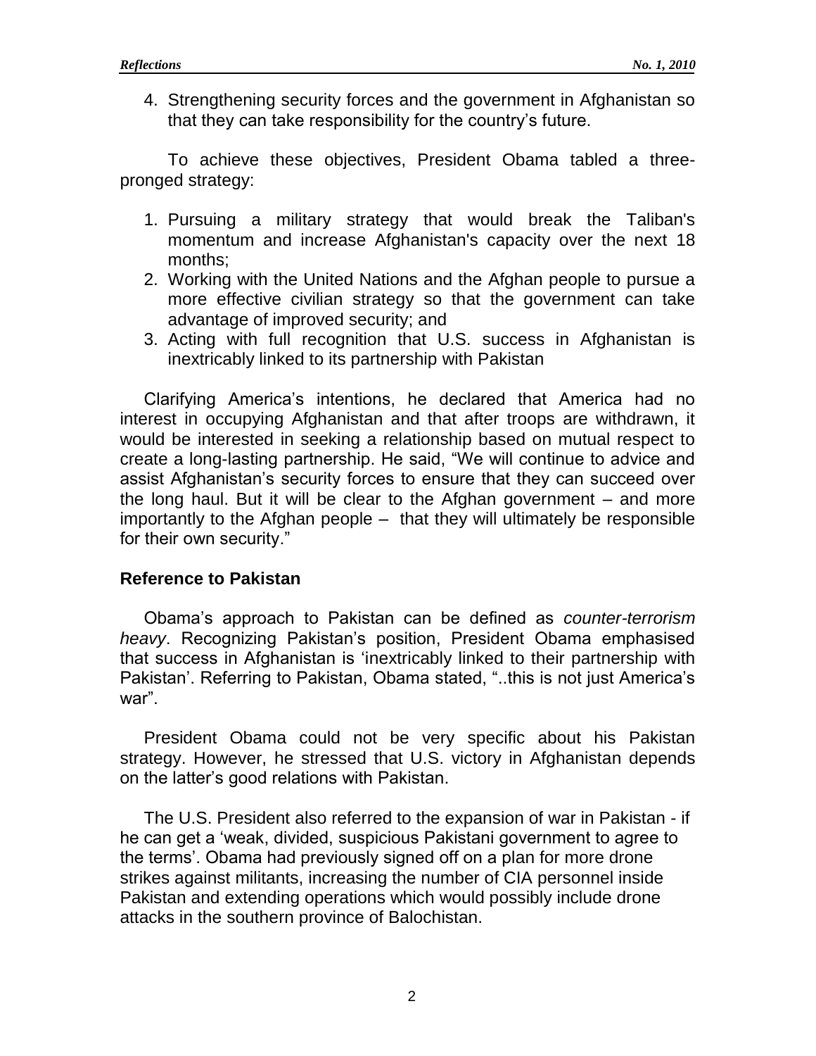4. Strengthening security forces and the government in Afghanistan so that they can take responsibility for the country's future.

To achieve these objectives, President Obama tabled a three-pronged strategy:

1. Pursuing a military strategy that would break the Taliban's momentum and increase Afghanistan's capacity over the next 18 months;
2. Working with the United Nations and the Afghan people to pursue a more effective civilian strategy so that the government can take advantage of improved security; and
3. Acting with full recognition that U.S. success in Afghanistan is inextricably linked to its partnership with Pakistan

Clarifying America's intentions, he declared that America had no interest in occupying Afghanistan and that after troops are withdrawn, it would be interested in seeking a relationship based on mutual respect to create a long-lasting partnership. He said, "We will continue to advice and assist Afghanistan's security forces to ensure that they can succeed over the long haul. But it will be clear to the Afghan government – and more importantly to the Afghan people – that they will ultimately be responsible for their own security."

### Reference to Pakistan

Obama's approach to Pakistan can be defined as *counter-terrorism heavy*. Recognizing Pakistan's position, President Obama emphasised that success in Afghanistan is 'inextricably linked to their partnership with Pakistan'. Referring to Pakistan, Obama stated, "..this is not just America's war".

President Obama could not be very specific about his Pakistan strategy. However, he stressed that U.S. victory in Afghanistan depends on the latter's good relations with Pakistan.

The U.S. President also referred to the expansion of war in Pakistan - if he can get a 'weak, divided, suspicious Pakistani government to agree to the terms'. Obama had previously signed off on a plan for more drone strikes against militants, increasing the number of CIA personnel inside Pakistan and extending operations which would possibly include drone attacks in the southern province of Balochistan.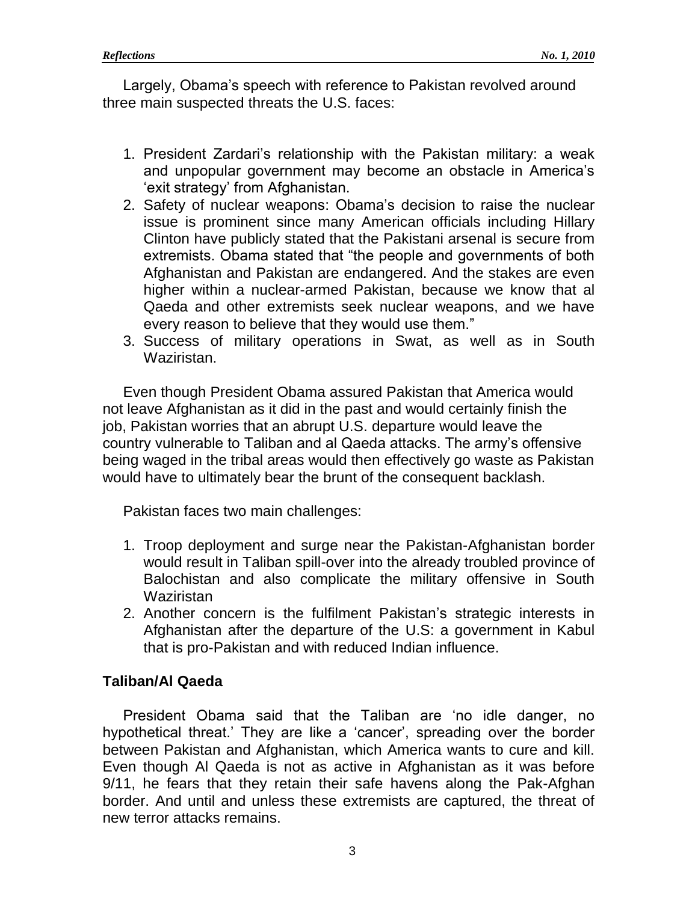Largely, Obama's speech with reference to Pakistan revolved around three main suspected threats the U.S. faces:

1. President Zardari's relationship with the Pakistan military: a weak and unpopular government may become an obstacle in America's 'exit strategy' from Afghanistan.
2. Safety of nuclear weapons: Obama's decision to raise the nuclear issue is prominent since many American officials including Hillary Clinton have publicly stated that the Pakistani arsenal is secure from extremists. Obama stated that "the people and governments of both Afghanistan and Pakistan are endangered. And the stakes are even higher within a nuclear-armed Pakistan, because we know that al Qaeda and other extremists seek nuclear weapons, and we have every reason to believe that they would use them."
3. Success of military operations in Swat, as well as in South Waziristan.

Even though President Obama assured Pakistan that America would not leave Afghanistan as it did in the past and would certainly finish the job, Pakistan worries that an abrupt U.S. departure would leave the country vulnerable to Taliban and al Qaeda attacks. The army's offensive being waged in the tribal areas would then effectively go waste as Pakistan would have to ultimately bear the brunt of the consequent backlash.

Pakistan faces two main challenges:

1. Troop deployment and surge near the Pakistan-Afghanistan border would result in Taliban spill-over into the already troubled province of Balochistan and also complicate the military offensive in South Waziristan
2. Another concern is the fulfilment Pakistan's strategic interests in Afghanistan after the departure of the U.S: a government in Kabul that is pro-Pakistan and with reduced Indian influence.

### Taliban/Al Qaeda

President Obama said that the Taliban are 'no idle danger, no hypothetical threat.' They are like a 'cancer', spreading over the border between Pakistan and Afghanistan, which America wants to cure and kill. Even though Al Qaeda is not as active in Afghanistan as it was before 9/11, he fears that they retain their safe havens along the Pak-Afghan border. And until and unless these extremists are captured, the threat of new terror attacks remains.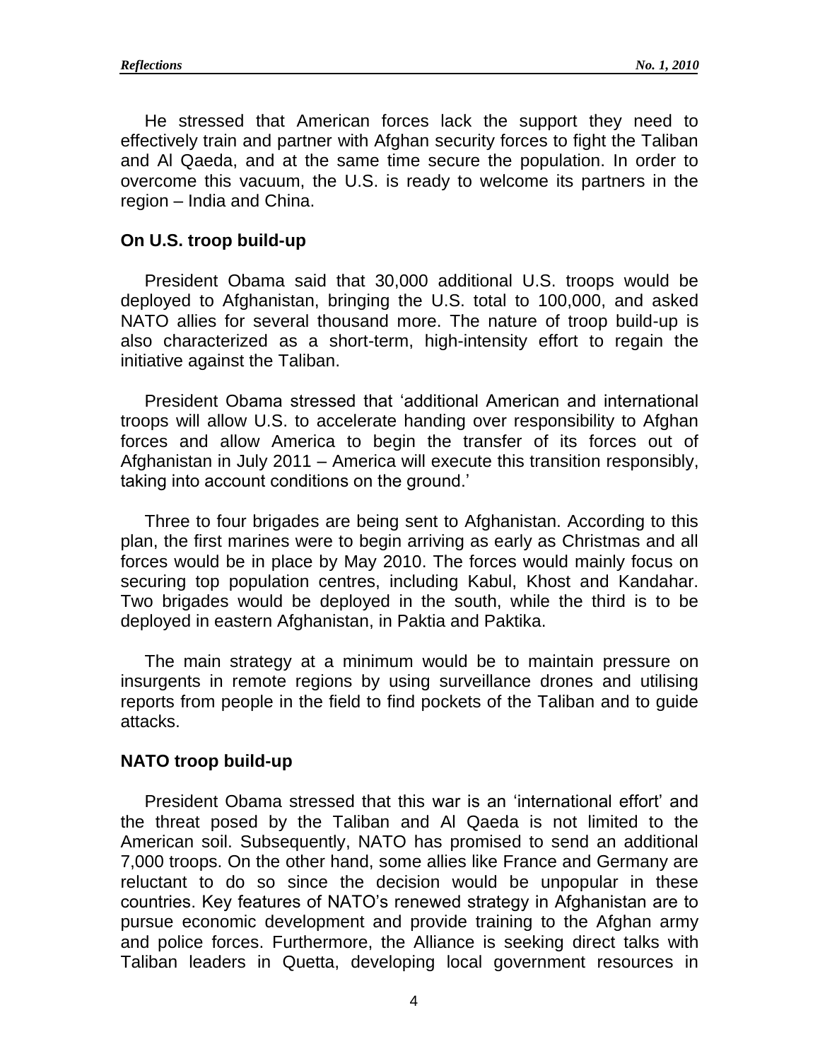He stressed that American forces lack the support they need to effectively train and partner with Afghan security forces to fight the Taliban and Al Qaeda, and at the same time secure the population. In order to overcome this vacuum, the U.S. is ready to welcome its partners in the region – India and China.

## On U.S. troop build-up

President Obama said that 30,000 additional U.S. troops would be deployed to Afghanistan, bringing the U.S. total to 100,000, and asked NATO allies for several thousand more. The nature of troop build-up is also characterized as a short-term, high-intensity effort to regain the initiative against the Taliban.

President Obama stressed that 'additional American and international troops will allow U.S. to accelerate handing over responsibility to Afghan forces and allow America to begin the transfer of its forces out of Afghanistan in July 2011 – America will execute this transition responsibly, taking into account conditions on the ground.'

Three to four brigades are being sent to Afghanistan. According to this plan, the first marines were to begin arriving as early as Christmas and all forces would be in place by May 2010. The forces would mainly focus on securing top population centres, including Kabul, Khost and Kandahar. Two brigades would be deployed in the south, while the third is to be deployed in eastern Afghanistan, in Paktia and Paktika.

The main strategy at a minimum would be to maintain pressure on insurgents in remote regions by using surveillance drones and utilising reports from people in the field to find pockets of the Taliban and to guide attacks.

## NATO troop build-up

President Obama stressed that this war is an 'international effort' and the threat posed by the Taliban and Al Qaeda is not limited to the American soil. Subsequently, NATO has promised to send an additional 7,000 troops. On the other hand, some allies like France and Germany are reluctant to do so since the decision would be unpopular in these countries. Key features of NATO's renewed strategy in Afghanistan are to pursue economic development and provide training to the Afghan army and police forces. Furthermore, the Alliance is seeking direct talks with Taliban leaders in Quetta, developing local government resources in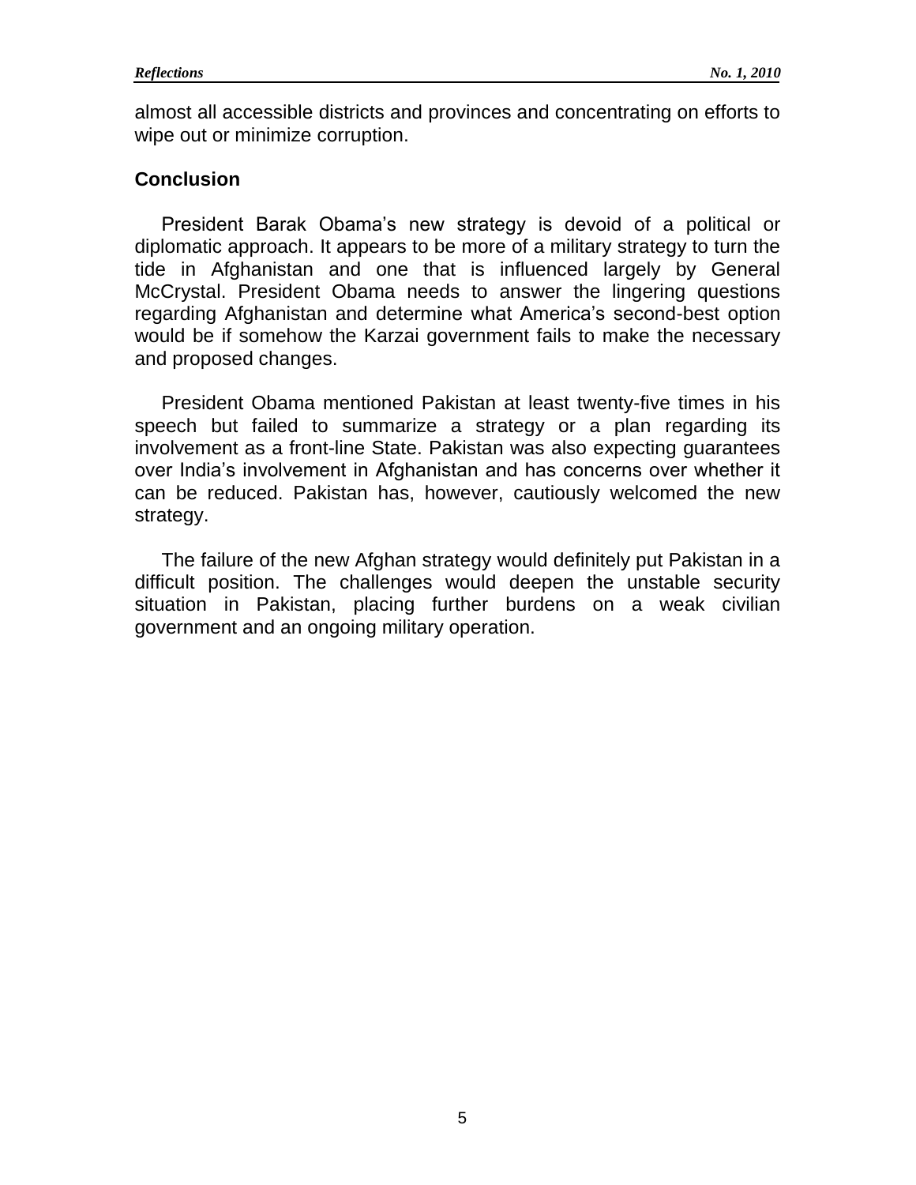almost all accessible districts and provinces and concentrating on efforts to wipe out or minimize corruption.

## Conclusion

President Barak Obama's new strategy is devoid of a political or diplomatic approach. It appears to be more of a military strategy to turn the tide in Afghanistan and one that is influenced largely by General McCrystal. President Obama needs to answer the lingering questions regarding Afghanistan and determine what America's second-best option would be if somehow the Karzai government fails to make the necessary and proposed changes.

President Obama mentioned Pakistan at least twenty-five times in his speech but failed to summarize a strategy or a plan regarding its involvement as a front-line State. Pakistan was also expecting guarantees over India's involvement in Afghanistan and has concerns over whether it can be reduced. Pakistan has, however, cautiously welcomed the new strategy.

The failure of the new Afghan strategy would definitely put Pakistan in a difficult position. The challenges would deepen the unstable security situation in Pakistan, placing further burdens on a weak civilian government and an ongoing military operation.